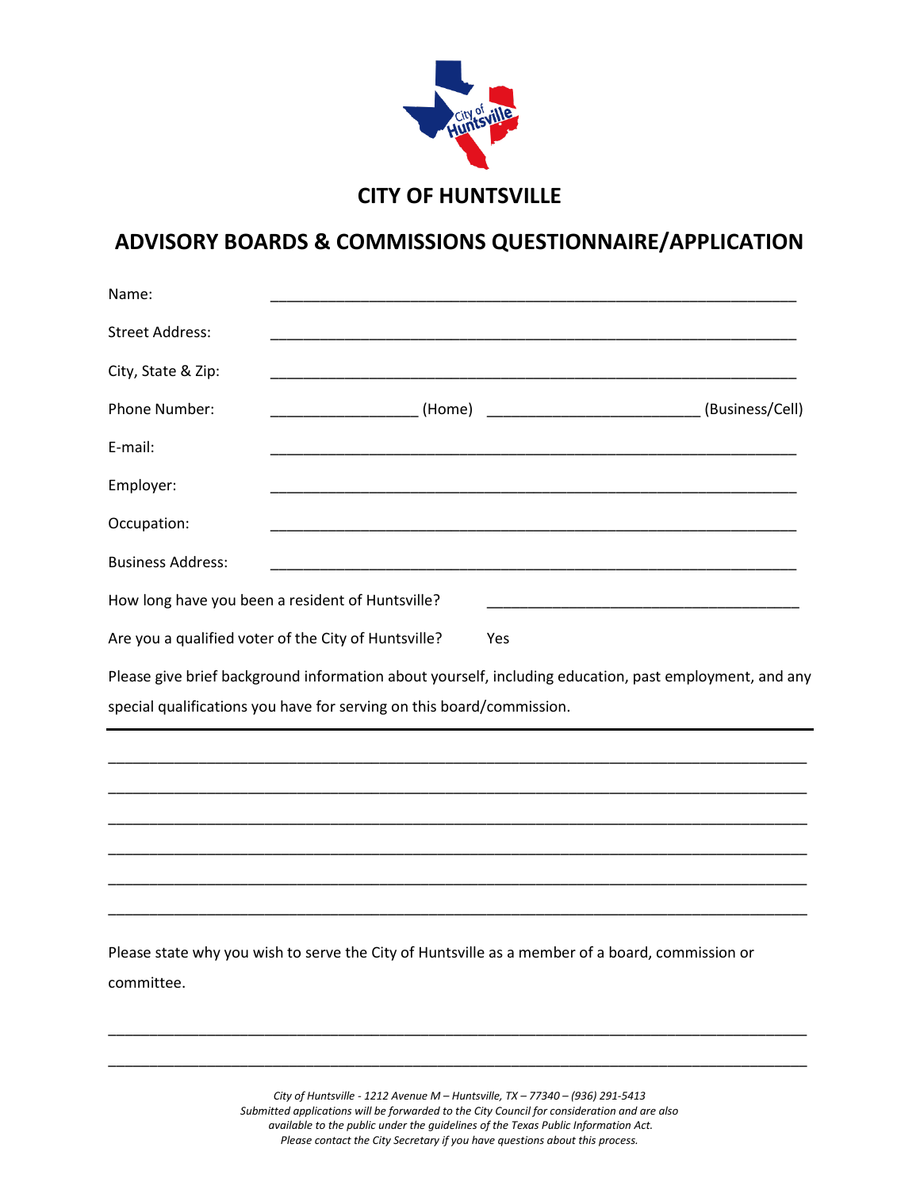# CITY OF HUNTSVILLE

## ADVISORY BOARDS & COMMISSIONS QUESTIONNAIRE/APPLICATION

Name: ______________________________________________________________

Street Address: ______________________________________________________________

City, State & Zip: ______________________________________________________________

Phone Number: _________________ (Home) _________________________ (Business/Cell)

E-mail: ______________________________________________________________

Employer: ______________________________________________________________

Occupation: ______________________________________________________________

Business Address: ______________________________________________________________

How long have you been a resident of Huntsville? ____________________________________

Are you a qualified voter of the City of Huntsville? Yes

Please give brief background information about yourself, including education, past employment, and any special qualifications you have for serving on this board/commission.

______________________________________________________________________________

______________________________________________________________________________

______________________________________________________________________________

______________________________________________________________________________

______________________________________________________________________________

______________________________________________________________________________

Please state why you wish to serve the City of Huntsville as a member of a board, commission or committee.

______________________________________________________________________________

______________________________________________________________________________

*City of Huntsville - 1212 Avenue M – Huntsville, TX – 77340 – (936) 291-5413*
*Submitted applications will be forwarded to the City Council for consideration and are also available to the public under the guidelines of the Texas Public Information Act.*
*Please contact the City Secretary if you have questions about this process.*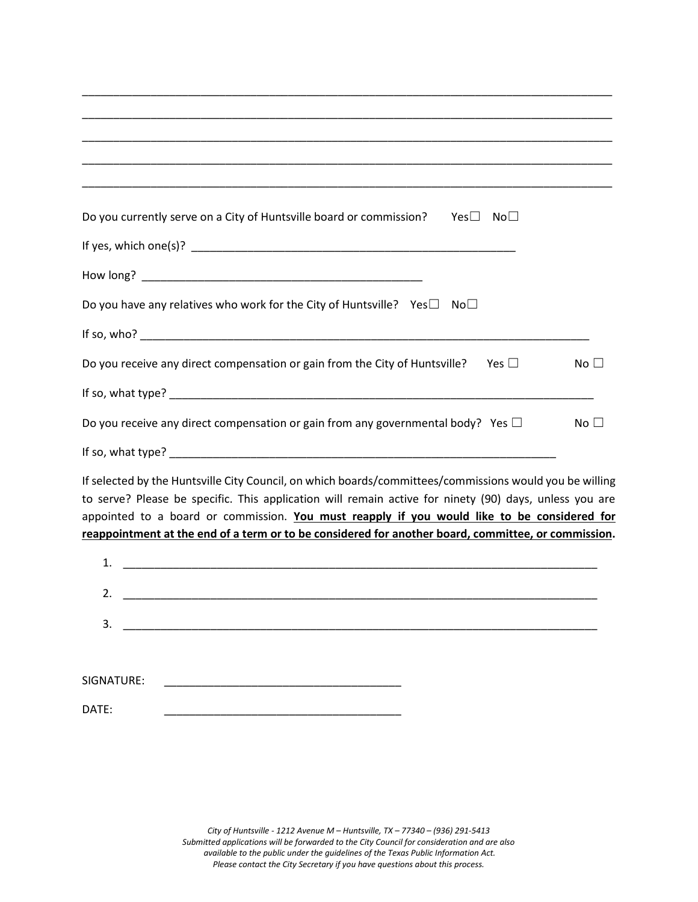\_\_\_\_\_\_\_\_\_\_\_\_\_\_\_\_\_\_\_\_\_\_\_\_\_\_\_\_\_\_\_\_\_\_\_\_\_\_\_\_\_\_\_\_\_\_\_\_\_\_\_\_\_\_\_\_\_\_\_\_\_\_\_\_\_\_\_\_\_\_\_\_\_\_\_\_\_\_\_\_\_\_\_\_\_\_

\_\_\_\_\_\_\_\_\_\_\_\_\_\_\_\_\_\_\_\_\_\_\_\_\_\_\_\_\_\_\_\_\_\_\_\_\_\_\_\_\_\_\_\_\_\_\_\_\_\_\_\_\_\_\_\_\_\_\_\_\_\_\_\_\_\_\_\_\_\_\_\_\_\_\_\_\_\_\_\_\_\_\_\_\_\_

\_\_\_\_\_\_\_\_\_\_\_\_\_\_\_\_\_\_\_\_\_\_\_\_\_\_\_\_\_\_\_\_\_\_\_\_\_\_\_\_\_\_\_\_\_\_\_\_\_\_\_\_\_\_\_\_\_\_\_\_\_\_\_\_\_\_\_\_\_\_\_\_\_\_\_\_\_\_\_\_\_\_\_\_\_\_

\_\_\_\_\_\_\_\_\_\_\_\_\_\_\_\_\_\_\_\_\_\_\_\_\_\_\_\_\_\_\_\_\_\_\_\_\_\_\_\_\_\_\_\_\_\_\_\_\_\_\_\_\_\_\_\_\_\_\_\_\_\_\_\_\_\_\_\_\_\_\_\_\_\_\_\_\_\_\_\_\_\_\_\_\_\_

\_\_\_\_\_\_\_\_\_\_\_\_\_\_\_\_\_\_\_\_\_\_\_\_\_\_\_\_\_\_\_\_\_\_\_\_\_\_\_\_\_\_\_\_\_\_\_\_\_\_\_\_\_\_\_\_\_\_\_\_\_\_\_\_\_\_\_\_\_\_\_\_\_\_\_\_\_\_\_\_\_\_\_\_\_\_

Do you currently serve on a City of Huntsville board or commission? Yes☐ No☐

If yes, which one(s)? \_\_\_\_\_\_\_\_\_\_\_\_\_\_\_\_\_\_\_\_\_\_\_\_\_\_\_\_\_\_\_\_\_\_\_\_\_\_\_\_\_\_\_\_\_\_\_\_\_\_\_

How long? \_\_\_\_\_\_\_\_\_\_\_\_\_\_\_\_\_\_\_\_\_\_\_\_\_\_\_\_\_\_\_\_\_\_\_\_\_\_\_\_\_\_\_\_\_

Do you have any relatives who work for the City of Huntsville? Yes☐ No☐

If so, who? \_\_\_\_\_\_\_\_\_\_\_\_\_\_\_\_\_\_\_\_\_\_\_\_\_\_\_\_\_\_\_\_\_\_\_\_\_\_\_\_\_\_\_\_\_\_\_\_\_\_\_\_\_\_\_\_\_\_\_\_\_\_\_\_\_\_\_\_\_\_\_\_\_

Do you receive any direct compensation or gain from the City of Huntsville? Yes ☐ No ☐

If so, what type? \_\_\_\_\_\_\_\_\_\_\_\_\_\_\_\_\_\_\_\_\_\_\_\_\_\_\_\_\_\_\_\_\_\_\_\_\_\_\_\_\_\_\_\_\_\_\_\_\_\_\_\_\_\_\_\_\_\_\_\_\_\_\_\_\_\_\_\_\_

Do you receive any direct compensation or gain from any governmental body? Yes ☐ No ☐

If so, what type? \_\_\_\_\_\_\_\_\_\_\_\_\_\_\_\_\_\_\_\_\_\_\_\_\_\_\_\_\_\_\_\_\_\_\_\_\_\_\_\_\_\_\_\_\_\_\_\_\_\_\_\_\_\_\_\_\_\_\_\_\_\_\_

If selected by the Huntsville City Council, on which boards/committees/commissions would you be willing to serve? Please be specific. This application will remain active for ninety (90) days, unless you are appointed to a board or commission. **<u>You must reapply if you would like to be considered for reappointment at the end of a term or to be considered for another board, committee, or commission</u>.**

1. \_\_\_\_\_\_\_\_\_\_\_\_\_\_\_\_\_\_\_\_\_\_\_\_\_\_\_\_\_\_\_\_\_\_\_\_\_\_\_\_\_\_\_\_\_\_\_\_\_\_\_\_\_\_\_\_\_\_\_\_\_\_\_\_\_\_\_\_\_\_\_\_\_\_\_\_\_
2. \_\_\_\_\_\_\_\_\_\_\_\_\_\_\_\_\_\_\_\_\_\_\_\_\_\_\_\_\_\_\_\_\_\_\_\_\_\_\_\_\_\_\_\_\_\_\_\_\_\_\_\_\_\_\_\_\_\_\_\_\_\_\_\_\_\_\_\_\_\_\_\_\_\_\_\_\_
3. \_\_\_\_\_\_\_\_\_\_\_\_\_\_\_\_\_\_\_\_\_\_\_\_\_\_\_\_\_\_\_\_\_\_\_\_\_\_\_\_\_\_\_\_\_\_\_\_\_\_\_\_\_\_\_\_\_\_\_\_\_\_\_\_\_\_\_\_\_\_\_\_\_\_\_\_\_

SIGNATURE: \_\_\_\_\_\_\_\_\_\_\_\_\_\_\_\_\_\_\_\_\_\_\_\_\_\_\_\_\_\_\_\_\_\_\_\_\_\_

DATE: \_\_\_\_\_\_\_\_\_\_\_\_\_\_\_\_\_\_\_\_\_\_\_\_\_\_\_\_\_\_\_\_\_\_\_\_\_\_

*City of Huntsville - 1212 Avenue M – Huntsville, TX – 77340 – (936) 291-5413*
*Submitted applications will be forwarded to the City Council for consideration and are also available to the public under the guidelines of the Texas Public Information Act.*
*Please contact the City Secretary if you have questions about this process.*